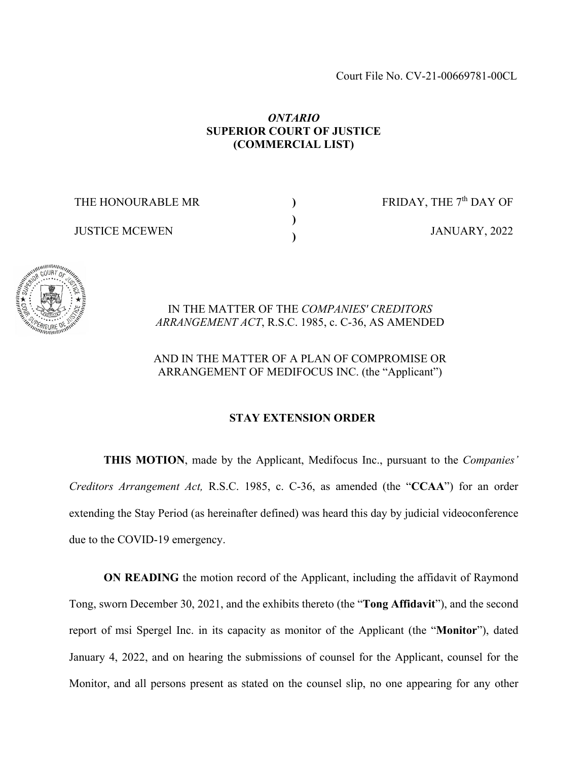Court File No. CV-21-00669781-00CL

*ONTARIO*
**SUPERIOR COURT OF JUSTICE**
**(COMMERCIAL LIST)**

| | | |
|---|---|---|
| THE HONOURABLE MR | ) | FRIDAY, THE 7th DAY OF |
| | ) | |
| JUSTICE MCEWEN | ) | JANUARY, 2022 |

IN THE MATTER OF THE *COMPANIES' CREDITORS ARRANGEMENT ACT*, R.S.C. 1985, c. C-36, AS AMENDED

AND IN THE MATTER OF A PLAN OF COMPROMISE OR ARRANGEMENT OF MEDIFOCUS INC. (the "Applicant")

**STAY EXTENSION ORDER**

**THIS MOTION**, made by the Applicant, Medifocus Inc., pursuant to the *Companies' Creditors Arrangement Act,* R.S.C. 1985, c. C-36, as amended (the "**CCAA**") for an order extending the Stay Period (as hereinafter defined) was heard this day by judicial videoconference due to the COVID-19 emergency.

**ON READING** the motion record of the Applicant, including the affidavit of Raymond Tong, sworn December 30, 2021, and the exhibits thereto (the "**Tong Affidavit**"), and the second report of msi Spergel Inc. in its capacity as monitor of the Applicant (the "**Monitor**"), dated January 4, 2022, and on hearing the submissions of counsel for the Applicant, counsel for the Monitor, and all persons present as stated on the counsel slip, no one appearing for any other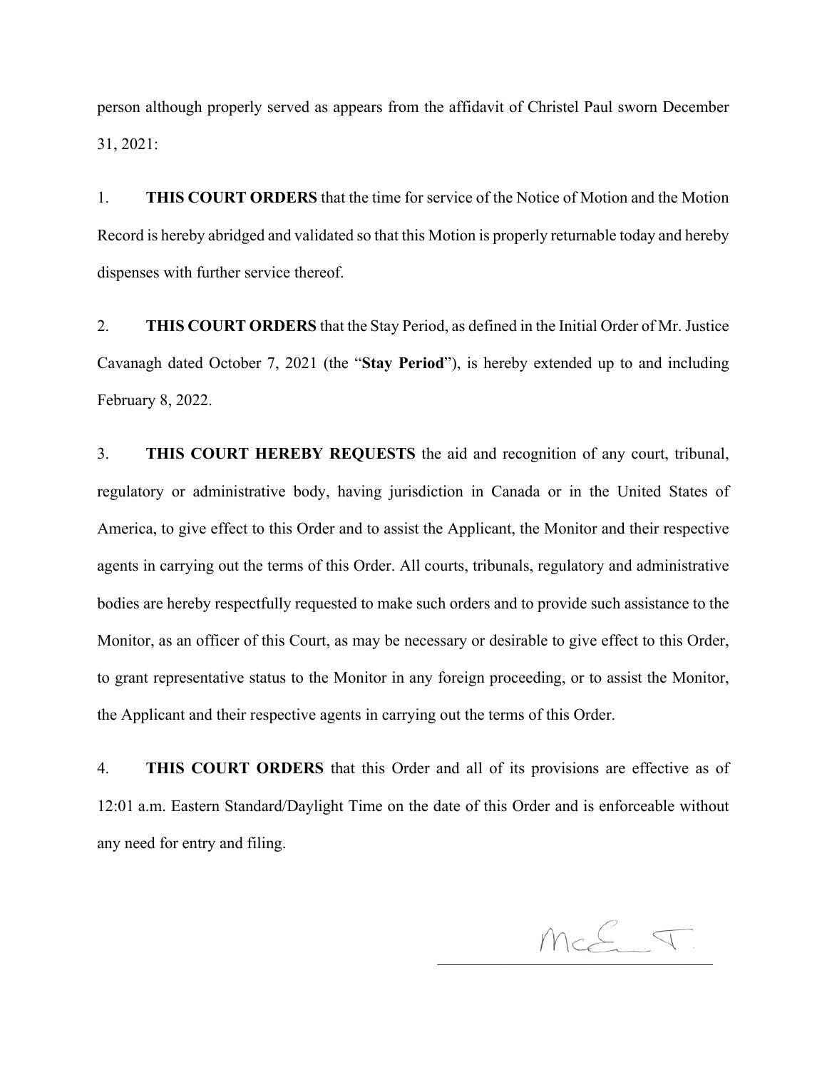person although properly served as appears from the affidavit of Christel Paul sworn December 31, 2021:

1. **THIS COURT ORDERS** that the time for service of the Notice of Motion and the Motion Record is hereby abridged and validated so that this Motion is properly returnable today and hereby dispenses with further service thereof.

2. **THIS COURT ORDERS** that the Stay Period, as defined in the Initial Order of Mr. Justice Cavanagh dated October 7, 2021 (the "**Stay Period**"), is hereby extended up to and including February 8, 2022.

3. **THIS COURT HEREBY REQUESTS** the aid and recognition of any court, tribunal, regulatory or administrative body, having jurisdiction in Canada or in the United States of America, to give effect to this Order and to assist the Applicant, the Monitor and their respective agents in carrying out the terms of this Order. All courts, tribunals, regulatory and administrative bodies are hereby respectfully requested to make such orders and to provide such assistance to the Monitor, as an officer of this Court, as may be necessary or desirable to give effect to this Order, to grant representative status to the Monitor in any foreign proceeding, or to assist the Monitor, the Applicant and their respective agents in carrying out the terms of this Order.

4. **THIS COURT ORDERS** that this Order and all of its provisions are effective as of 12:01 a.m. Eastern Standard/Daylight Time on the date of this Order and is enforceable without any need for entry and filing.

McE J.

\_\_\_\_\_\_\_\_\_\_\_\_\_\_\_\_\_\_\_\_\_\_\_\_\_\_\_\_\_\_\_\_\_\_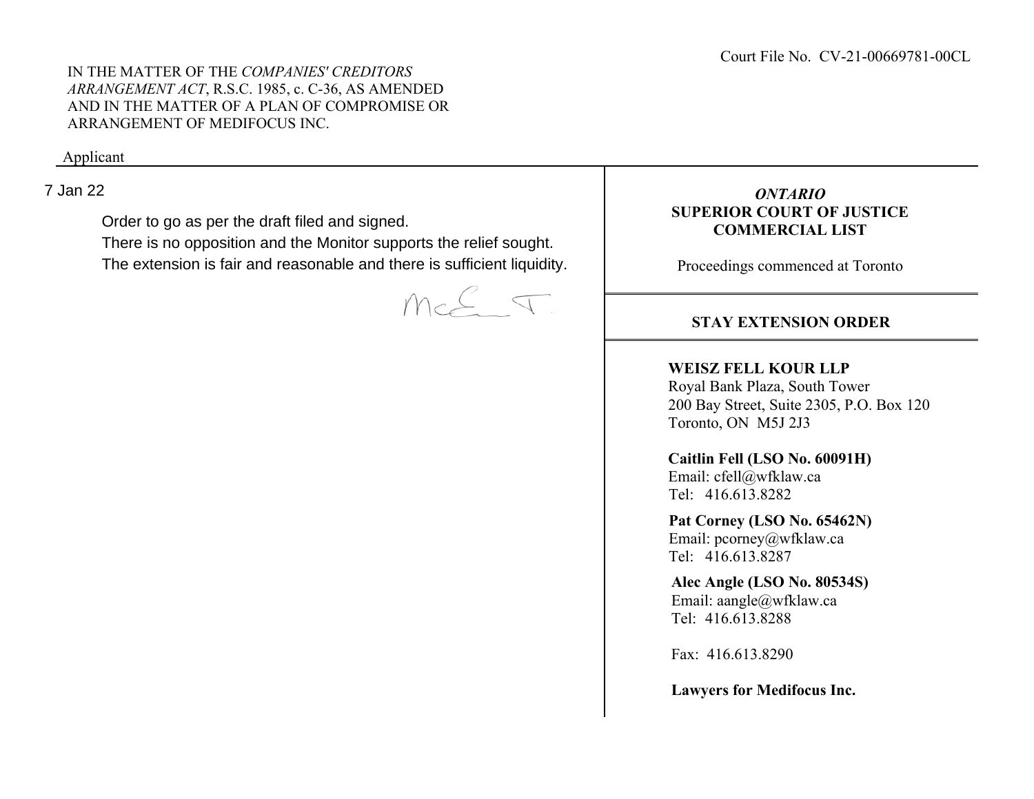Court File No. CV-21-00669781-00CL

IN THE MATTER OF THE *COMPANIES' CREDITORS ARRANGEMENT ACT*, R.S.C. 1985, c. C-36, AS AMENDED
AND IN THE MATTER OF A PLAN OF COMPROMISE OR ARRANGEMENT OF MEDIFOCUS INC.

Applicant

7 Jan 22

Order to go as per the draft filed and signed.
There is no opposition and the Monitor supports the relief sought.
The extension is fair and reasonable and there is sufficient liquidity.

McE J.

***ONTARIO***
**SUPERIOR COURT OF JUSTICE**
**COMMERCIAL LIST**

Proceedings commenced at Toronto

**STAY EXTENSION ORDER**

**WEISZ FELL KOUR LLP**
Royal Bank Plaza, South Tower
200 Bay Street, Suite 2305, P.O. Box 120
Toronto, ON M5J 2J3

**Caitlin Fell (LSO No. 60091H)**
Email: cfell@wfklaw.ca
Tel: 416.613.8282

**Pat Corney (LSO No. 65462N)**
Email: pcorney@wfklaw.ca
Tel: 416.613.8287

**Alec Angle (LSO No. 80534S)**
Email: aangle@wfklaw.ca
Tel: 416.613.8288

Fax: 416.613.8290

**Lawyers for Medifocus Inc.**